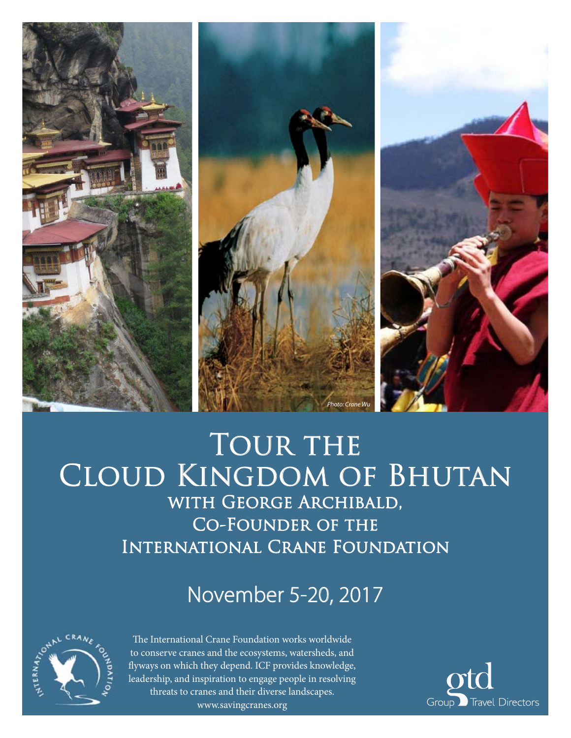Photo: Crane Wu

# Tour the Cloud Kingdom of Bhutan

## with George Archibald, Co-Founder of the International Crane Foundation

## November 5-20, 2017

The International Crane Foundation works worldwide to conserve cranes and the ecosystems, watersheds, and flyways on which they depend. ICF provides knowledge, leadership, and inspiration to engage people in resolving threats to cranes and their diverse landscapes.
www.savingcranes.org

gtd Group Travel Directors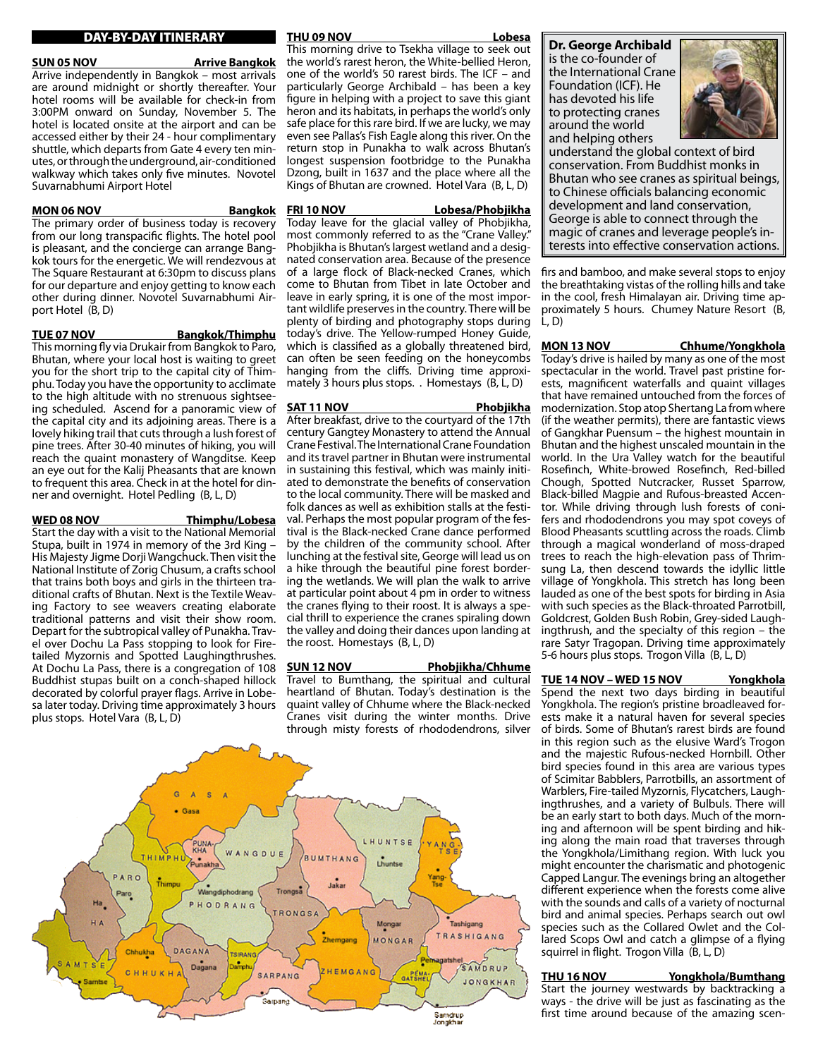## DAY-BY-DAY ITINERARY

**SUN 05 NOV — Arrive Bangkok**

Arrive independently in Bangkok – most arrivals are around midnight or shortly thereafter. Your hotel rooms will be available for check-in from 3:00PM onward on Sunday, November 5. The hotel is located onsite at the airport and can be accessed either by their 24 - hour complimentary shuttle, which departs from Gate 4 every ten minutes, or through the underground, air-conditioned walkway which takes only five minutes. Novotel Suvarnabhumi Airport Hotel

**MON 06 NOV — Bangkok**

The primary order of business today is recovery from our long transpacific flights. The hotel pool is pleasant, and the concierge can arrange Bangkok tours for the energetic. We will rendezvous at The Square Restaurant at 6:30pm to discuss plans for our departure and enjoy getting to know each other during dinner. Novotel Suvarnabhumi Airport Hotel (B, D)

**TUE 07 NOV — Bangkok/Thimphu**

This morning fly via Drukair from Bangkok to Paro, Bhutan, where your local host is waiting to greet you for the short trip to the capital city of Thimphu. Today you have the opportunity to acclimate to the high altitude with no strenuous sightseeing scheduled. Ascend for a panoramic view of the capital city and its adjoining areas. There is a lovely hiking trail that cuts through a lush forest of pine trees. After 30-40 minutes of hiking, you will reach the quaint monastery of Wangditse. Keep an eye out for the Kalij Pheasants that are known to frequent this area. Check in at the hotel for dinner and overnight. Hotel Pedling (B, L, D)

**WED 08 NOV — Thimphu/Lobesa**

Start the day with a visit to the National Memorial Stupa, built in 1974 in memory of the 3rd King – His Majesty Jigme Dorji Wangchuck. Then visit the National Institute of Zorig Chusum, a crafts school that trains both boys and girls in the thirteen traditional crafts of Bhutan. Next is the Textile Weaving Factory to see weavers creating elaborate traditional patterns and visit their show room. Depart for the subtropical valley of Punakha. Travel over Dochu La Pass stopping to look for Fire-tailed Myzornis and Spotted Laughingthrushes. At Dochu La Pass, there is a congregation of 108 Buddhist stupas built on a conch-shaped hillock decorated by colorful prayer flags. Arrive in Lobesa later today. Driving time approximately 3 hours plus stops. Hotel Vara (B, L, D)

**THU 09 NOV — Lobesa**

This morning drive to Tsekha village to seek out the world's rarest heron, the White-bellied Heron, one of the world's 50 rarest birds. The ICF – and particularly George Archibald – has been a key figure in helping with a project to save this giant heron and its habitats, in perhaps the world's only safe place for this rare bird. If we are lucky, we may even see Pallas's Fish Eagle along this river. On the return stop in Punakha to walk across Bhutan's longest suspension footbridge to the Punakha Dzong, built in 1637 and the place where all the Kings of Bhutan are crowned. Hotel Vara (B, L, D)

**FRI 10 NOV — Lobesa/Phobjikha**

Today leave for the glacial valley of Phobjikha, most commonly referred to as the "Crane Valley." Phobjikha is Bhutan's largest wetland and a designated conservation area. Because of the presence of a large flock of Black-necked Cranes, which come to Bhutan from Tibet in late October and leave in early spring, it is one of the most important wildlife preserves in the country. There will be plenty of birding and photography stops during today's drive. The Yellow-rumped Honey Guide, which is classified as a globally threatened bird, can often be seen feeding on the honeycombs hanging from the cliffs. Driving time approximately 3 hours plus stops. . Homestays (B, L, D)

**SAT 11 NOV — Phobjikha**

After breakfast, drive to the courtyard of the 17th century Gangtey Monastery to attend the Annual Crane Festival. The International Crane Foundation and its travel partner in Bhutan were instrumental in sustaining this festival, which was mainly initiated to demonstrate the benefits of conservation to the local community. There will be masked and folk dances as well as exhibition stalls at the festival. Perhaps the most popular program of the festival is the Black-necked Crane dance performed by the children of the community school. After lunching at the festival site, George will lead us on a hike through the beautiful pine forest bordering the wetlands. We will plan the walk to arrive at particular point about 4 pm in order to witness the cranes flying to their roost. It is always a special thrill to experience the cranes spiraling down the valley and doing their dances upon landing at the roost. Homestays (B, L, D)

**SUN 12 NOV — Phobjikha/Chhume**

Travel to Bumthang, the spiritual and cultural heartland of Bhutan. Today's destination is the quaint valley of Chhume where the Black-necked Cranes visit during the winter months. Drive through misty forests of rhododendrons, silver firs and bamboo, and make several stops to enjoy the breathtaking vistas of the rolling hills and take in the cool, fresh Himalayan air. Driving time approximately 5 hours. Chumey Nature Resort (B, L, D)

**Dr. George Archibald** is the co-founder of the International Crane Foundation (ICF). He has devoted his life to protecting cranes around the world and helping others understand the global context of bird conservation. From Buddhist monks in Bhutan who see cranes as spiritual beings, to Chinese officials balancing economic development and land conservation, George is able to connect through the magic of cranes and leverage people's interests into effective conservation actions.

**MON 13 NOV — Chhume/Yongkhola**

Today's drive is hailed by many as one of the most spectacular in the world. Travel past pristine forests, magnificent waterfalls and quaint villages that have remained untouched from the forces of modernization. Stop atop Shertang La from where (if the weather permits), there are fantastic views of Gangkhar Puensum – the highest mountain in Bhutan and the highest unscaled mountain in the world. In the Ura Valley watch for the beautiful Rosefinch, White-browed Rosefinch, Red-billed Chough, Spotted Nutcracker, Russet Sparrow, Black-billed Magpie and Rufous-breasted Accentor. While driving through lush forests of conifers and rhododendrons you may spot coveys of Blood Pheasants scuttling across the roads. Climb through a magical wonderland of moss-draped trees to reach the high-elevation pass of Thrimsung La, then descend towards the idyllic little village of Yongkhola. This stretch has long been lauded as one of the best spots for birding in Asia with such species as the Black-throated Parrotbill, Goldcrest, Golden Bush Robin, Grey-sided Laughingthrush, and the specialty of this region – the rare Satyr Tragopan. Driving time approximately 5-6 hours plus stops. Trogon Villa (B, L, D)

**TUE 14 NOV – WED 15 NOV — Yongkhola**

Spend the next two days birding in beautiful Yongkhola. The region's pristine broadleaved forests make it a natural haven for several species of birds. Some of Bhutan's rarest birds are found in this region such as the elusive Ward's Trogon and the majestic Rufous-necked Hornbill. Other bird species found in this area are various types of Scimitar Babblers, Parrotbills, an assortment of Warblers, Fire-tailed Myzornis, Flycatchers, Laughingthrushes, and a variety of Bulbuls. There will be an early start to both days. Much of the morning and afternoon will be spent birding and hiking along the main road that traverses through the Yongkhola/Limithang region. With luck you might encounter the charismatic and photogenic Capped Langur. The evenings bring an altogether different experience when the forests come alive with the sounds and calls of a variety of nocturnal bird and animal species. Perhaps search out owl species such as the Collared Owlet and the Collared Scops Owl and catch a glimpse of a flying squirrel in flight. Trogon Villa (B, L, D)

**THU 16 NOV — Yongkhola/Bumthang**

Start the journey westwards by backtracking a ways - the drive will be just as fascinating as the first time around because of the amazing scen-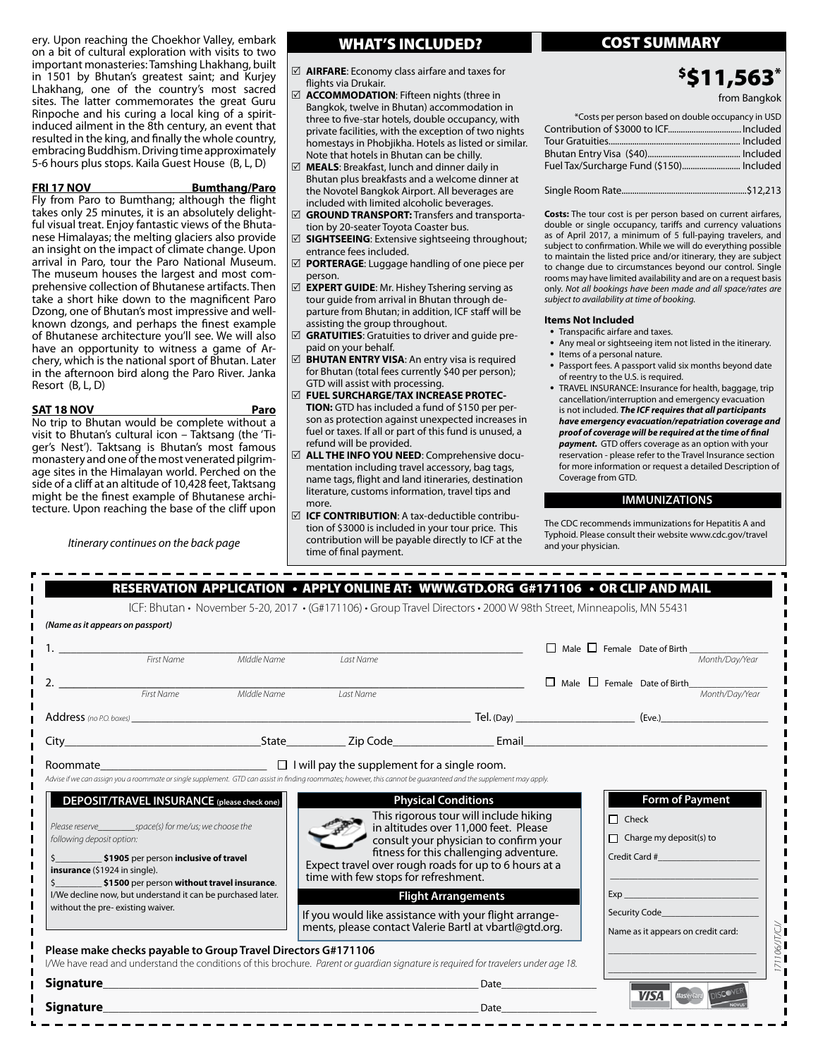ery. Upon reaching the Choekhor Valley, embark on a bit of cultural exploration with visits to two important monasteries: Tamshing Lhakhang, built in 1501 by Bhutan's greatest saint; and Kurjey Lhakhang, one of the country's most sacred sites. The latter commemorates the great Guru Rinpoche and his curing a local king of a spirit-induced ailment in the 8th century, an event that resulted in the king, and finally the whole country, embracing Buddhism. Driving time approximately 5-6 hours plus stops. Kaila Guest House (B, L, D)

**FRI 17 NOV — Bumthang/Paro**

Fly from Paro to Bumthang; although the flight takes only 25 minutes, it is an absolutely delightful visual treat. Enjoy fantastic views of the Bhutanese Himalayas; the melting glaciers also provide an insight on the impact of climate change. Upon arrival in Paro, tour the Paro National Museum. The museum houses the largest and most comprehensive collection of Bhutanese artifacts. Then take a short hike down to the magnificent Paro Dzong, one of Bhutan's most impressive and well-known dzongs, and perhaps the finest example of Bhutanese architecture you'll see. We will also have an opportunity to witness a game of Archery, which is the national sport of Bhutan. Later in the afternoon bird along the Paro River. Janka Resort (B, L, D)

**SAT 18 NOV — Paro**

No trip to Bhutan would be complete without a visit to Bhutan's cultural icon – Taktsang (the 'Tiger's Nest'). Taktsang is Bhutan's most famous monastery and one of the most venerated pilgrimage sites in the Himalayan world. Perched on the side of a cliff at an altitude of 10,428 feet, Taktsang might be the finest example of Bhutanese architecture. Upon reaching the base of the cliff upon

*Itinerary continues on the back page*

## WHAT'S INCLUDED?

- ☑ **AIRFARE**: Economy class airfare and taxes for flights via Drukair.
- ☑ **ACCOMMODATION**: Fifteen nights (three in Bangkok, twelve in Bhutan) accommodation in three to five-star hotels, double occupancy, with private facilities, with the exception of two nights homestays in Phobjikha. Hotels as listed or similar. Note that hotels in Bhutan can be chilly.
- ☑ **MEALS**: Breakfast, lunch and dinner daily in Bhutan plus breakfasts and a welcome dinner at the Novotel Bangkok Airport. All beverages are included with limited alcoholic beverages.
- ☑ **GROUND TRANSPORT:** Transfers and transportation by 20-seater Toyota Coaster bus.
- ☑ **SIGHTSEEING**: Extensive sightseeing throughout; entrance fees included.
- ☑ **PORTERAGE**: Luggage handling of one piece per person.
- ☑ **EXPERT GUIDE**: Mr. Hishey Tshering serving as tour guide from arrival in Bhutan through departure from Bhutan; in addition, ICF staff will be assisting the group throughout.
- ☑ **GRATUITIES**: Gratuities to driver and guide prepaid on your behalf.
- ☑ **BHUTAN ENTRY VISA**: An entry visa is required for Bhutan (total fees currently $40 per person); GTD will assist with processing.
- ☑ **FUEL SURCHARGE/TAX INCREASE PROTECTION:** GTD has included a fund of $150 per person as protection against unexpected increases in fuel or taxes. If all or part of this fund is unused, a refund will be provided.
- ☑ **ALL THE INFO YOU NEED**: Comprehensive documentation including travel accessory, bag tags, name tags, flight and land itineraries, destination literature, customs information, travel tips and more.
- ☑ **ICF CONTRIBUTION**: A tax-deductible contribution of $3000 is included in your tour price. This contribution will be payable directly to ICF at the time of final payment.

## COST SUMMARY

**$11,563\***
from Bangkok

\*Costs per person based on double occupancy in USD

| | |
|---|---|
| Contribution of $3000 to ICF | Included |
| Tour Gratuities | Included |
| Bhutan Entry Visa ($40) | Included |
| Fuel Tax/Surcharge Fund ($150) | Included |
| Single Room Rate | $12,213 |

**Costs:** The tour cost is per person based on current airfares, double or single occupancy, tariffs and currency valuations as of April 2017, a minimum of 5 full-paying travelers, and subject to confirmation. While we will do everything possible to maintain the listed price and/or itinerary, they are subject to change due to circumstances beyond our control. Single rooms may have limited availability and are on a request basis only. *Not all bookings have been made and all space/rates are subject to availability at time of booking.*

**Items Not Included**

- Transpacific airfare and taxes.
- Any meal or sightseeing item not listed in the itinerary.
- Items of a personal nature.
- Passport fees. A passport valid six months beyond date of reentry to the U.S. is required.
- TRAVEL INSURANCE: Insurance for health, baggage, trip cancellation/interruption and emergency evacuation is not included. ***The ICF requires that all participants have emergency evacuation/repatriation coverage and proof of coverage will be required at the time of final payment.*** GTD offers coverage as an option with your reservation - please refer to the Travel Insurance section for more information or request a detailed Description of Coverage from GTD.

### IMMUNIZATIONS

The CDC recommends immunizations for Hepatitis A and Typhoid. Please consult their website www.cdc.gov/travel and your physician.

## RESERVATION APPLICATION • APPLY ONLINE AT: WWW.GTD.ORG G#171106 • OR CLIP AND MAIL

ICF: Bhutan • November 5-20, 2017 • (G#171106) • Group Travel Directors • 2000 W 98th Street, Minneapolis, MN 55431

*(Name as it appears on passport)*

1. ________________ First Name ________ MIddle Name ________ Last Name ☐ Male ☐ Female Date of Birth ________ Month/Day/Year

2. ________________ First Name ________ MIddle Name ________ Last Name ☐ Male ☐ Female Date of Birth ________ Month/Day/Year

Address *(no P.O. boxes)* ________________ Tel. (Day) ________ (Eve.) ________

City ________ State ________ Zip Code ________ Email ________

Roommate ________ ☐ I will pay the supplement for a single room.

*Advise if we can assign you a roommate or single supplement. GTD can assist in finding roommates; however, this cannot be guaranteed and the supplement may apply.*

**DEPOSIT/TRAVEL INSURANCE (please check one)**

*Please reserve________space(s) for me/us; we choose the following deposit option:*

$________ **$1905** per person **inclusive of travel insurance** ($1924 in single).

$________ **$1500** per person **without travel insurance**. I/We decline now, but understand it can be purchased later. without the pre- existing waiver.

**Physical Conditions**

This rigorous tour will include hiking in altitudes over 11,000 feet. Please consult your physician to confirm your fitness for this challenging adventure. Expect travel over rough roads for up to 6 hours at a time with few stops for refreshment.

**Flight Arrangements**

If you would like assistance with your flight arrangements, please contact Valerie Bartl at vbartl@gtd.org.

**Form of Payment**

☐ Check

☐ Charge my deposit(s) to

Credit Card # ________________

Exp ________

Security Code ________

Name as it appears on credit card: ________

**Please make checks payable to Group Travel Directors G#171106**

I/We have read and understand the conditions of this brochure. *Parent or guardian signature is required for travelers under age 18.*

**Signature** ________________ Date ________

**Signature** ________________ Date ________

171106/IT/CI/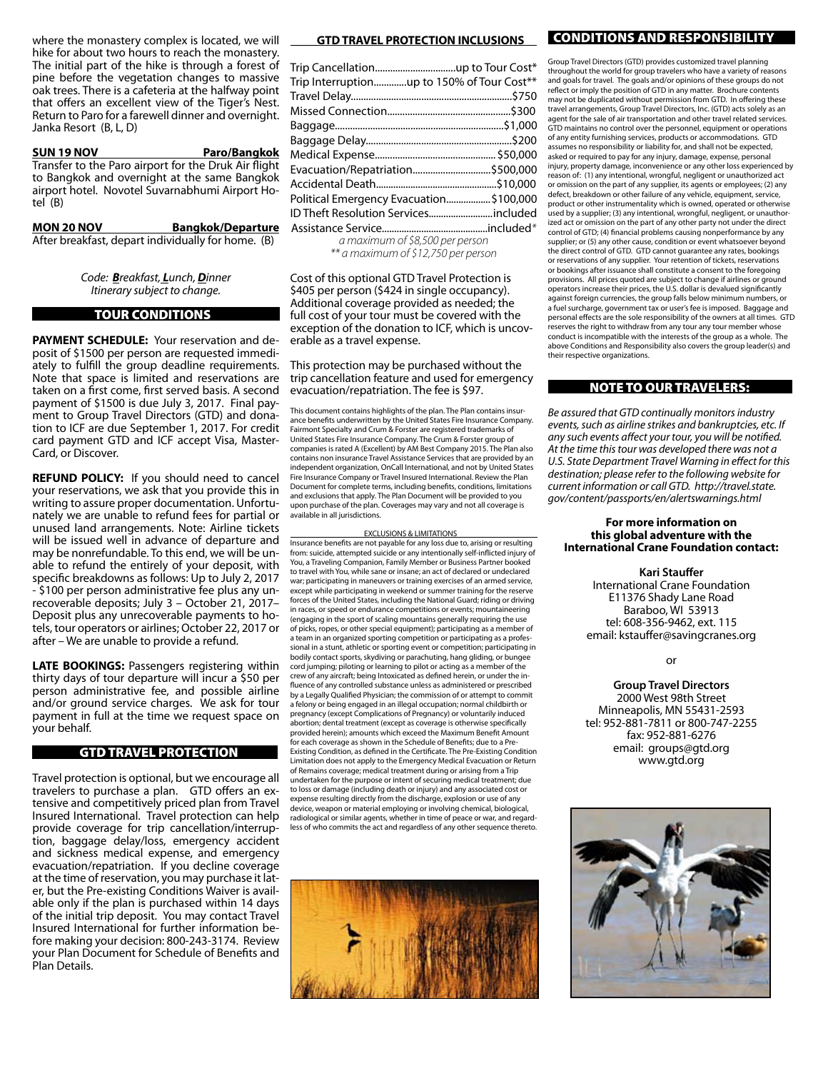where the monastery complex is located, we will hike for about two hours to reach the monastery. The initial part of the hike is through a forest of pine before the vegetation changes to massive oak trees. There is a cafeteria at the halfway point that offers an excellent view of the Tiger's Nest. Return to Paro for a farewell dinner and overnight. Janka Resort (B, L, D)

**SUN 19 NOV Paro/Bangkok**

Transfer to the Paro airport for the Druk Air flight to Bangkok and overnight at the same Bangkok airport hotel. Novotel Suvarnabhumi Airport Hotel (B)

**MON 20 NOV Bangkok/Departure**

After breakfast, depart individually for home. (B)

*Code: **B**reakfast, **L**unch, **D**inner*
*Itinerary subject to change.*

## TOUR CONDITIONS

**PAYMENT SCHEDULE:** Your reservation and deposit of $1500 per person are requested immediately to fulfill the group deadline requirements. Note that space is limited and reservations are taken on a first come, first served basis. A second payment of $1500 is due July 3, 2017. Final payment to Group Travel Directors (GTD) and donation to ICF are due September 1, 2017. For credit card payment GTD and ICF accept Visa, MasterCard, or Discover.

**REFUND POLICY:** If you should need to cancel your reservations, we ask that you provide this in writing to assure proper documentation. Unfortunately we are unable to refund fees for partial or unused land arrangements. Note: Airline tickets will be issued well in advance of departure and may be nonrefundable. To this end, we will be unable to refund the entirely of your deposit, with specific breakdowns as follows: Up to July 2, 2017 - $100 per person administrative fee plus any unrecoverable deposits; July 3 – October 21, 2017– Deposit plus any unrecoverable payments to hotels, tour operators or airlines; October 22, 2017 or after – We are unable to provide a refund.

**LATE BOOKINGS:** Passengers registering within thirty days of tour departure will incur a $50 per person administrative fee, and possible airline and/or ground service charges. We ask for tour payment in full at the time we request space on your behalf.

## GTD TRAVEL PROTECTION

Travel protection is optional, but we encourage all travelers to purchase a plan. GTD offers an extensive and competitively priced plan from Travel Insured International. Travel protection can help provide coverage for trip cancellation/interruption, baggage delay/loss, emergency accident and sickness medical expense, and emergency evacuation/repatriation. If you decline coverage at the time of reservation, you may purchase it later, but the Pre-existing Conditions Waiver is available only if the plan is purchased within 14 days of the initial trip deposit. You may contact Travel Insured International for further information before making your decision: 800-243-3174. Review your Plan Document for Schedule of Benefits and Plan Details.

### GTD TRAVEL PROTECTION INCLUSIONS

| | |
|---|---|
| Trip Cancellation | up to Tour Cost* |
| Trip Interruption | up to 150% of Tour Cost** |
| Travel Delay | $750 |
| Missed Connection | $300 |
| Baggage | $1,000 |
| Baggage Delay | $200 |
| Medical Expense | $50,000 |
| Evacuation/Repatriation | $500,000 |
| Accidental Death | $10,000 |
| Political Emergency Evacuation | $100,000 |
| ID Theft Resolution Services | included |
| Assistance Service | included* |

*\* a maximum of $8,500 per person*
*\*\* a maximum of $12,750 per person*

Cost of this optional GTD Travel Protection is $405 per person ($424 in single occupancy). Additional coverage provided as needed; the full cost of your tour must be covered with the exception of the donation to ICF, which is uncoverable as a travel expense.

This protection may be purchased without the trip cancellation feature and used for emergency evacuation/repatriation. The fee is $97.

This document contains highlights of the plan. The Plan contains insurance benefits underwritten by the United States Fire Insurance Company. Fairmont Specialty and Crum & Forster are registered trademarks of United States Fire Insurance Company. The Crum & Forster group of companies is rated A (Excellent) by AM Best Company 2015. The Plan also contains non insurance Travel Assistance Services that are provided by an independent organization, OnCall International, and not by United States Fire Insurance Company or Travel Insured International. Review the Plan Document for complete terms, including benefits, conditions, limitations and exclusions that apply. The Plan Document will be provided to you upon purchase of the plan. Coverages may vary and not all coverage is available in all jurisdictions.

#### EXCLUSIONS & LIMITATIONS

Insurance benefits are not payable for any loss due to, arising or resulting from: suicide, attempted suicide or any intentionally self-inflicted injury of You, a Traveling Companion, Family Member or Business Partner booked to travel with You, while sane or insane; an act of declared or undeclared war; participating in maneuvers or training exercises of an armed service, except while participating in weekend or summer training for the reserve forces of the United States, including the National Guard; riding or driving in races, or speed or endurance competitions or events; mountaineering (engaging in the sport of scaling mountains generally requiring the use of picks, ropes, or other special equipment); participating as a member of a team in an organized sporting competition or participating as a professional in a stunt, athletic or sporting event or competition; participating in bodily contact sports, skydiving or parachuting, hang gliding, or bungee cord jumping; piloting or learning to pilot or acting as a member of the crew of any aircraft; being Intoxicated as defined herein, or under the influence of any controlled substance unless as administered or prescribed by a Legally Qualified Physician; the commission of or attempt to commit a felony or being engaged in an illegal occupation; normal childbirth or pregnancy (except Complications of Pregnancy) or voluntarily induced abortion; dental treatment (except as coverage is otherwise specifically provided herein); amounts which exceed the Maximum Benefit Amount for each coverage as shown in the Schedule of Benefits; due to a Pre-Existing Condition, as defined in the Certificate. The Pre-Existing Condition Limitation does not apply to the Emergency Medical Evacuation or Return of Remains coverage; medical treatment during or arising from a Trip undertaken for the purpose or intent of securing medical treatment; due to loss or damage (including death or injury) and any associated cost or expense resulting directly from the discharge, explosion or use of any device, weapon or material employing or involving chemical, biological, radiological or similar agents, whether in time of peace or war, and regardless of who commits the act and regardless of any other sequence thereto.

## CONDITIONS AND RESPONSIBILITY

Group Travel Directors (GTD) provides customized travel planning throughout the world for group travelers who have a variety of reasons and goals for travel. The goals and/or opinions of these groups do not reflect or imply the position of GTD in any matter. Brochure contents may not be duplicated without permission from GTD. In offering these travel arrangements, Group Travel Directors, Inc. (GTD) acts solely as an agent for the sale of air transportation and other travel related services. GTD maintains no control over the personnel, equipment or operations of any entity furnishing services, products or accommodations. GTD assumes no responsibility or liability for, and shall not be expected, asked or required to pay for any injury, damage, expense, personal injury, property damage, inconvenience or any other loss experienced by reason of: (1) any intentional, wrongful, negligent or unauthorized act or omission on the part of any supplier, its agents or employees; (2) any defect, breakdown or other failure of any vehicle, equipment, service, product or other instrumentality which is owned, operated or otherwise used by a supplier; (3) any intentional, wrongful, negligent, or unauthorized act or omission on the part of any other party not under the direct control of GTD; (4) financial problems causing nonperformance by any supplier; or (5) any other cause, condition or event whatsoever beyond the direct control of GTD. GTD cannot guarantee any rates, bookings or reservations of any supplier. Your retention of tickets, reservations or bookings after issuance shall constitute a consent to the foregoing provisions. All prices quoted are subject to change if airlines or ground operators increase their prices, the U.S. dollar is devalued significantly against foreign currencies, the group falls below minimum numbers, or a fuel surcharge, government tax or user's fee is imposed. Baggage and personal effects are the sole responsibility of the owners at all times. GTD reserves the right to withdraw from any tour any tour member whose conduct is incompatible with the interests of the group as a whole. The above Conditions and Responsibility also covers the group leader(s) and their respective organizations.

## NOTE TO OUR TRAVELERS:

*Be assured that GTD continually monitors industry events, such as airline strikes and bankruptcies, etc. If any such events affect your tour, you will be notified. At the time this tour was developed there was not a U.S. State Department Travel Warning in effect for this destination; please refer to the following website for current information or call GTD. http://travel.state.gov/content/passports/en/alertswarnings.html*

**For more information on this global adventure with the International Crane Foundation contact:**

**Kari Stauffer**
International Crane Foundation
E11376 Shady Lane Road
Baraboo, WI 53913
tel: 608-356-9462, ext. 115
email: kstauffer@savingcranes.org

or

**Group Travel Directors**
2000 West 98th Street
Minneapolis, MN 55431-2593
tel: 952-881-7811 or 800-747-2255
fax: 952-881-6276
email: groups@gtd.org
www.gtd.org